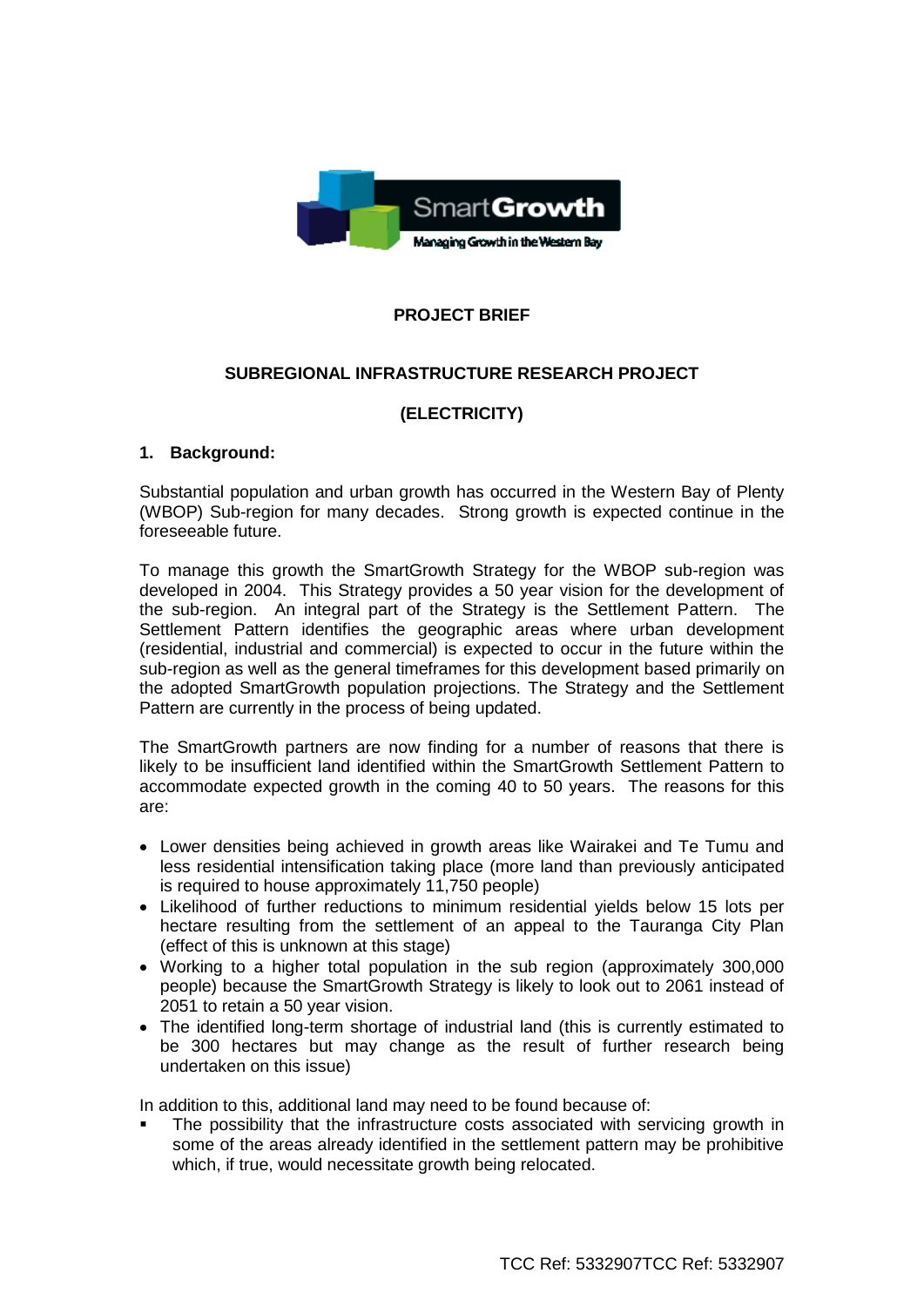**PROJECT BRIEF**

**SUBREGIONAL INFRASTRUCTURE RESEARCH PROJECT**

**(ELECTRICITY)**

## 1. Background:

Substantial population and urban growth has occurred in the Western Bay of Plenty (WBOP) Sub-region for many decades. Strong growth is expected continue in the foreseeable future.

To manage this growth the SmartGrowth Strategy for the WBOP sub-region was developed in 2004. This Strategy provides a 50 year vision for the development of the sub-region. An integral part of the Strategy is the Settlement Pattern. The Settlement Pattern identifies the geographic areas where urban development (residential, industrial and commercial) is expected to occur in the future within the sub-region as well as the general timeframes for this development based primarily on the adopted SmartGrowth population projections. The Strategy and the Settlement Pattern are currently in the process of being updated.

The SmartGrowth partners are now finding for a number of reasons that there is likely to be insufficient land identified within the SmartGrowth Settlement Pattern to accommodate expected growth in the coming 40 to 50 years. The reasons for this are:

- Lower densities being achieved in growth areas like Wairakei and Te Tumu and less residential intensification taking place (more land than previously anticipated is required to house approximately 11,750 people)
- Likelihood of further reductions to minimum residential yields below 15 lots per hectare resulting from the settlement of an appeal to the Tauranga City Plan (effect of this is unknown at this stage)
- Working to a higher total population in the sub region (approximately 300,000 people) because the SmartGrowth Strategy is likely to look out to 2061 instead of 2051 to retain a 50 year vision.
- The identified long-term shortage of industrial land (this is currently estimated to be 300 hectares but may change as the result of further research being undertaken on this issue)

In addition to this, additional land may need to be found because of:

- The possibility that the infrastructure costs associated with servicing growth in some of the areas already identified in the settlement pattern may be prohibitive which, if true, would necessitate growth being relocated.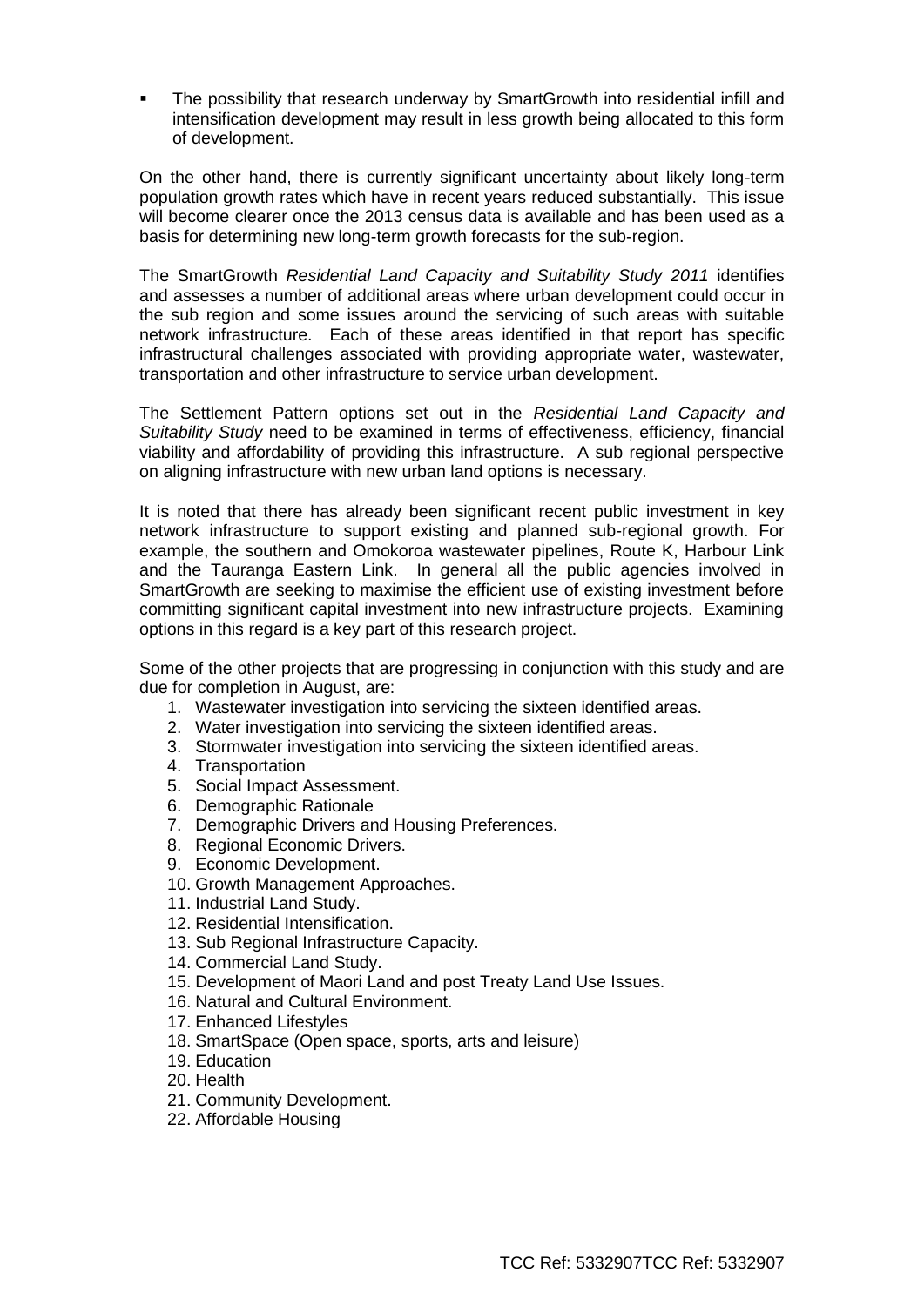- The possibility that research underway by SmartGrowth into residential infill and intensification development may result in less growth being allocated to this form of development.

On the other hand, there is currently significant uncertainty about likely long-term population growth rates which have in recent years reduced substantially. This issue will become clearer once the 2013 census data is available and has been used as a basis for determining new long-term growth forecasts for the sub-region.

The SmartGrowth *Residential Land Capacity and Suitability Study 2011* identifies and assesses a number of additional areas where urban development could occur in the sub region and some issues around the servicing of such areas with suitable network infrastructure. Each of these areas identified in that report has specific infrastructural challenges associated with providing appropriate water, wastewater, transportation and other infrastructure to service urban development.

The Settlement Pattern options set out in the *Residential Land Capacity and Suitability Study* need to be examined in terms of effectiveness, efficiency, financial viability and affordability of providing this infrastructure. A sub regional perspective on aligning infrastructure with new urban land options is necessary.

It is noted that there has already been significant recent public investment in key network infrastructure to support existing and planned sub-regional growth. For example, the southern and Omokoroa wastewater pipelines, Route K, Harbour Link and the Tauranga Eastern Link. In general all the public agencies involved in SmartGrowth are seeking to maximise the efficient use of existing investment before committing significant capital investment into new infrastructure projects. Examining options in this regard is a key part of this research project.

Some of the other projects that are progressing in conjunction with this study and are due for completion in August, are:

1. Wastewater investigation into servicing the sixteen identified areas.
2. Water investigation into servicing the sixteen identified areas.
3. Stormwater investigation into servicing the sixteen identified areas.
4. Transportation
5. Social Impact Assessment.
6. Demographic Rationale
7. Demographic Drivers and Housing Preferences.
8. Regional Economic Drivers.
9. Economic Development.
10. Growth Management Approaches.
11. Industrial Land Study.
12. Residential Intensification.
13. Sub Regional Infrastructure Capacity.
14. Commercial Land Study.
15. Development of Maori Land and post Treaty Land Use Issues.
16. Natural and Cultural Environment.
17. Enhanced Lifestyles
18. SmartSpace (Open space, sports, arts and leisure)
19. Education
20. Health
21. Community Development.
22. Affordable Housing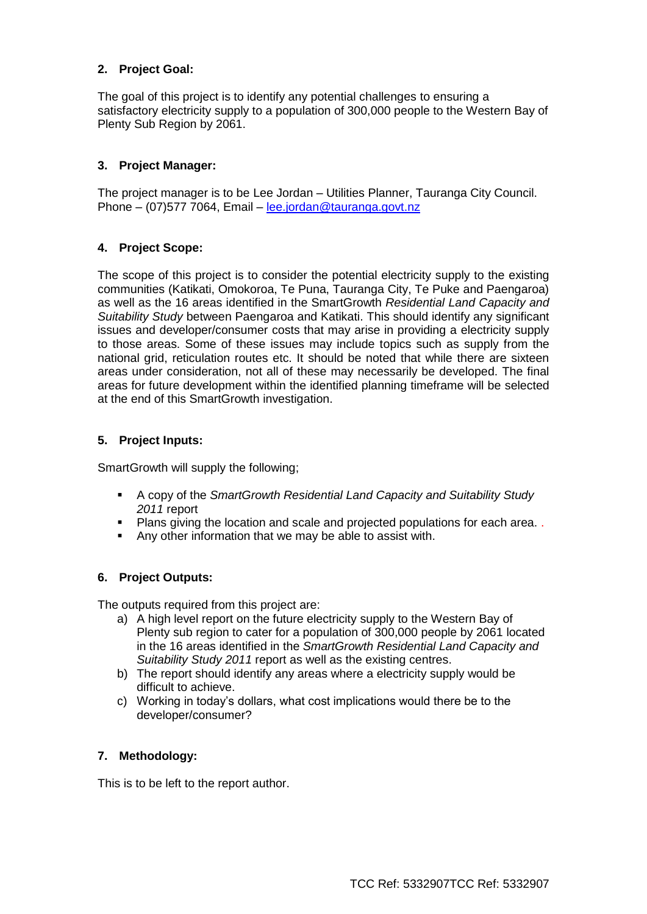## 2. Project Goal:

The goal of this project is to identify any potential challenges to ensuring a satisfactory electricity supply to a population of 300,000 people to the Western Bay of Plenty Sub Region by 2061.

## 3. Project Manager:

The project manager is to be Lee Jordan – Utilities Planner, Tauranga City Council. Phone – (07)577 7064, Email – lee.jordan@tauranga.govt.nz

## 4. Project Scope:

The scope of this project is to consider the potential electricity supply to the existing communities (Katikati, Omokoroa, Te Puna, Tauranga City, Te Puke and Paengaroa) as well as the 16 areas identified in the SmartGrowth *Residential Land Capacity and Suitability Study* between Paengaroa and Katikati. This should identify any significant issues and developer/consumer costs that may arise in providing a electricity supply to those areas. Some of these issues may include topics such as supply from the national grid, reticulation routes etc. It should be noted that while there are sixteen areas under consideration, not all of these may necessarily be developed. The final areas for future development within the identified planning timeframe will be selected at the end of this SmartGrowth investigation.

## 5. Project Inputs:

SmartGrowth will supply the following;

- A copy of the *SmartGrowth Residential Land Capacity and Suitability Study 2011* report
- Plans giving the location and scale and projected populations for each area. .
- Any other information that we may be able to assist with.

## 6. Project Outputs:

The outputs required from this project are:

a) A high level report on the future electricity supply to the Western Bay of Plenty sub region to cater for a population of 300,000 people by 2061 located in the 16 areas identified in the *SmartGrowth Residential Land Capacity and Suitability Study 2011* report as well as the existing centres.
b) The report should identify any areas where a electricity supply would be difficult to achieve.
c) Working in today's dollars, what cost implications would there be to the developer/consumer?

## 7. Methodology:

This is to be left to the report author.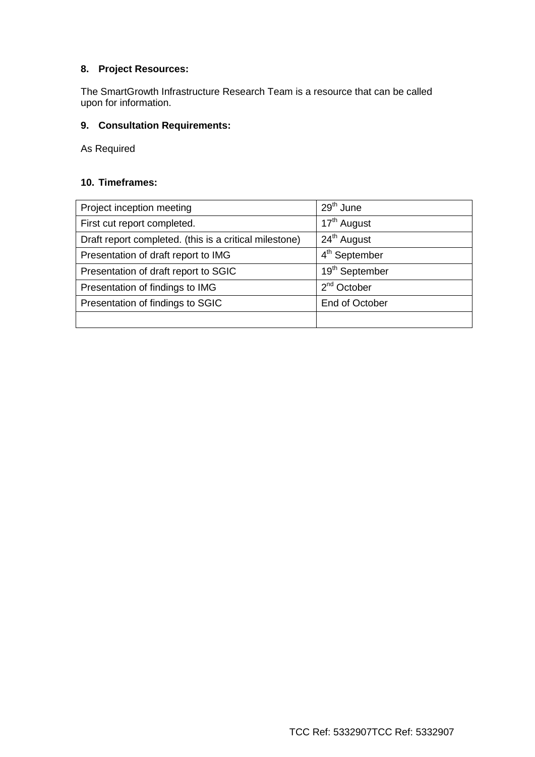## 8. Project Resources:

The SmartGrowth Infrastructure Research Team is a resource that can be called upon for information.

## 9. Consultation Requirements:

As Required

## 10. Timeframes:

| | |
|---|---|
| Project inception meeting | 29th June |
| First cut report completed. | 17th August |
| Draft report completed. (this is a critical milestone) | 24th August |
| Presentation of draft report to IMG | 4th September |
| Presentation of draft report to SGIC | 19th September |
| Presentation of findings to IMG | 2nd October |
| Presentation of findings to SGIC | End of October |
| | |